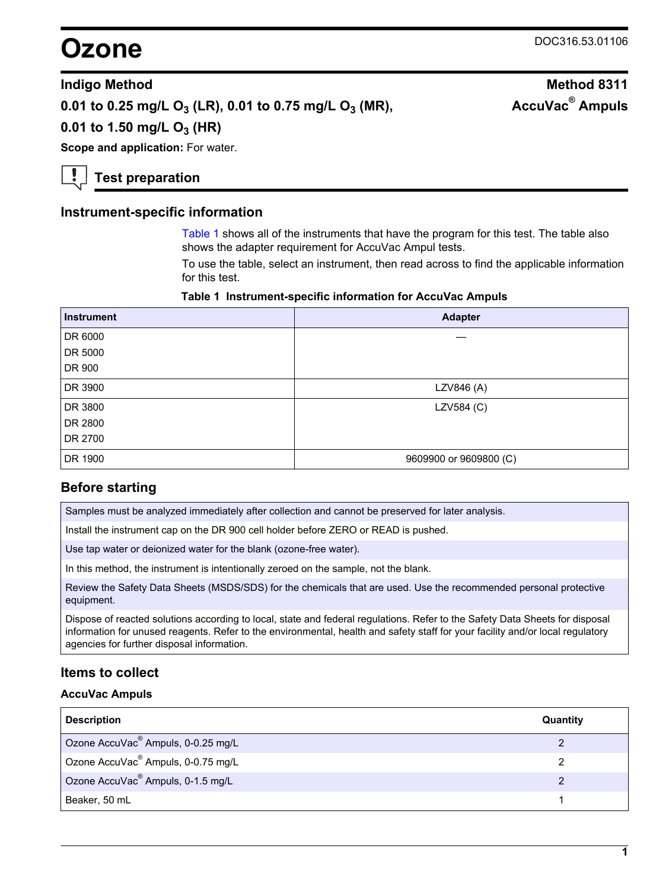# Ozone

DOC316.53.01106

## Indigo Method — Method 8311

## 0.01 to 0.25 mg/L $O_3$ (LR), 0.01 to 0.75 mg/L $O_3$ (MR), 0.01 to 1.50 mg/L $O_3$ (HR) — AccuVac® Ampuls

**Scope and application:** For water.

## Test preparation

### Instrument-specific information

Table 1 shows all of the instruments that have the program for this test. The table also shows the adapter requirement for AccuVac Ampul tests.

To use the table, select an instrument, then read across to find the applicable information for this test.

**Table 1 Instrument-specific information for AccuVac Ampuls**

| Instrument | Adapter |
|---|---|
| DR 6000<br>DR 5000<br>DR 900 | — |
| DR 3900 | LZV846 (A) |
| DR 3800<br>DR 2800<br>DR 2700 | LZV584 (C) |
| DR 1900 | 9609900 or 9609800 (C) |

### Before starting

Samples must be analyzed immediately after collection and cannot be preserved for later analysis.

Install the instrument cap on the DR 900 cell holder before ZERO or READ is pushed.

Use tap water or deionized water for the blank (ozone-free water).

In this method, the instrument is intentionally zeroed on the sample, not the blank.

Review the Safety Data Sheets (MSDS/SDS) for the chemicals that are used. Use the recommended personal protective equipment.

Dispose of reacted solutions according to local, state and federal regulations. Refer to the Safety Data Sheets for disposal information for unused reagents. Refer to the environmental, health and safety staff for your facility and/or local regulatory agencies for further disposal information.

### Items to collect

#### AccuVac Ampuls

| Description | Quantity |
|---|---|
| Ozone AccuVac® Ampuls, 0-0.25 mg/L | 2 |
| Ozone AccuVac® Ampuls, 0-0.75 mg/L | 2 |
| Ozone AccuVac® Ampuls, 0-1.5 mg/L | 2 |
| Beaker, 50 mL | 1 |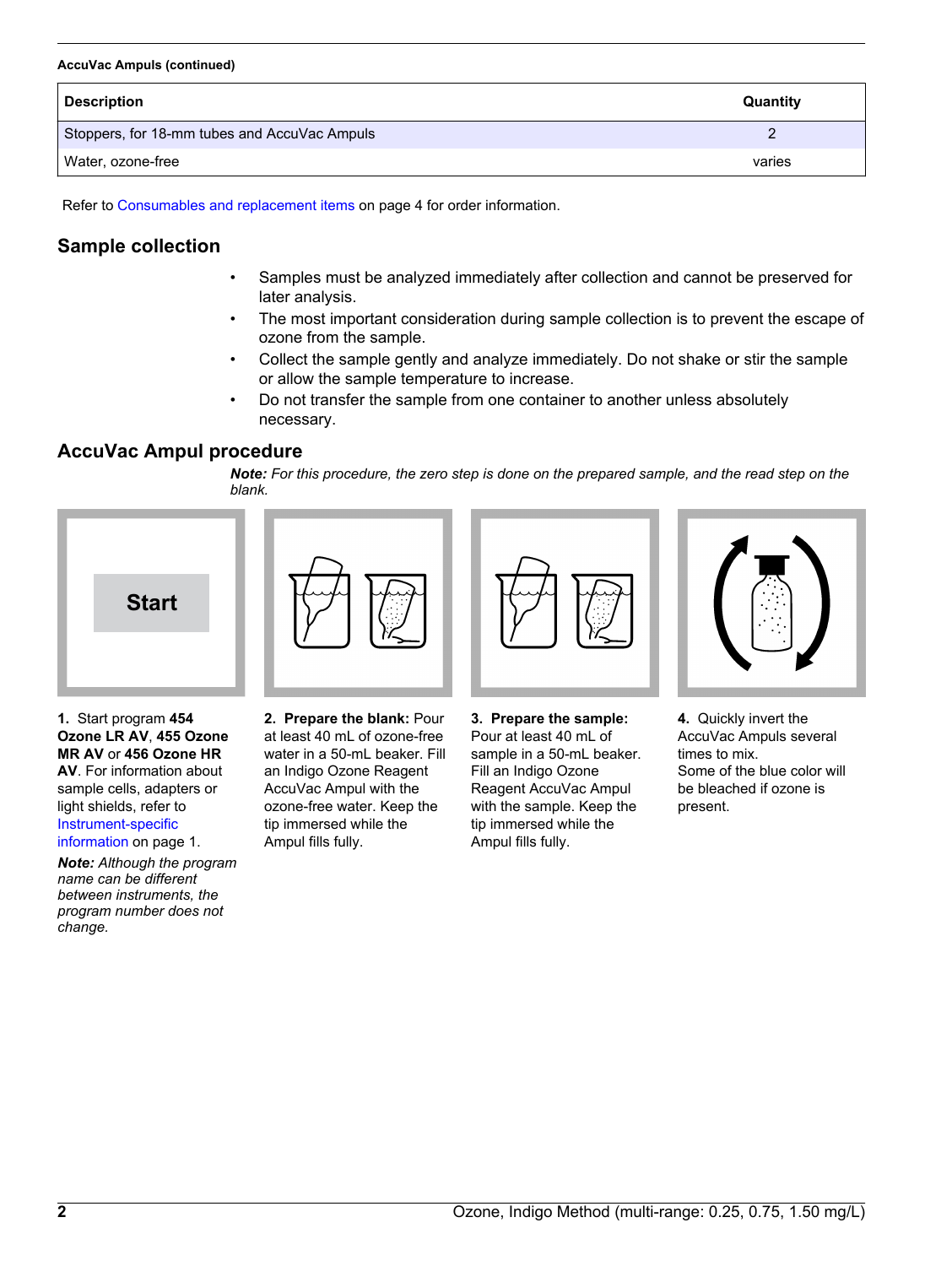**AccuVac Ampuls (continued)**

| Description | Quantity |
|---|---|
| Stoppers, for 18-mm tubes and AccuVac Ampuls | 2 |
| Water, ozone-free | varies |

Refer to Consumables and replacement items on page 4 for order information.

## Sample collection

- Samples must be analyzed immediately after collection and cannot be preserved for later analysis.
- The most important consideration during sample collection is to prevent the escape of ozone from the sample.
- Collect the sample gently and analyze immediately. Do not shake or stir the sample or allow the sample temperature to increase.
- Do not transfer the sample from one container to another unless absolutely necessary.

## AccuVac Ampul procedure

***Note:*** *For this procedure, the zero step is done on the prepared sample, and the read step on the blank.*

**1.** Start program **454 Ozone LR AV**, **455 Ozone MR AV** or **456 Ozone HR AV**. For information about sample cells, adapters or light shields, refer to Instrument-specific information on page 1.

***Note:*** *Although the program name can be different between instruments, the program number does not change.*

**2. Prepare the blank:** Pour at least 40 mL of ozone-free water in a 50-mL beaker. Fill an Indigo Ozone Reagent AccuVac Ampul with the ozone-free water. Keep the tip immersed while the Ampul fills fully.

**3. Prepare the sample:** Pour at least 40 mL of sample in a 50-mL beaker. Fill an Indigo Ozone Reagent AccuVac Ampul with the sample. Keep the tip immersed while the Ampul fills fully.

**4.** Quickly invert the AccuVac Ampuls several times to mix.
Some of the blue color will be bleached if ozone is present.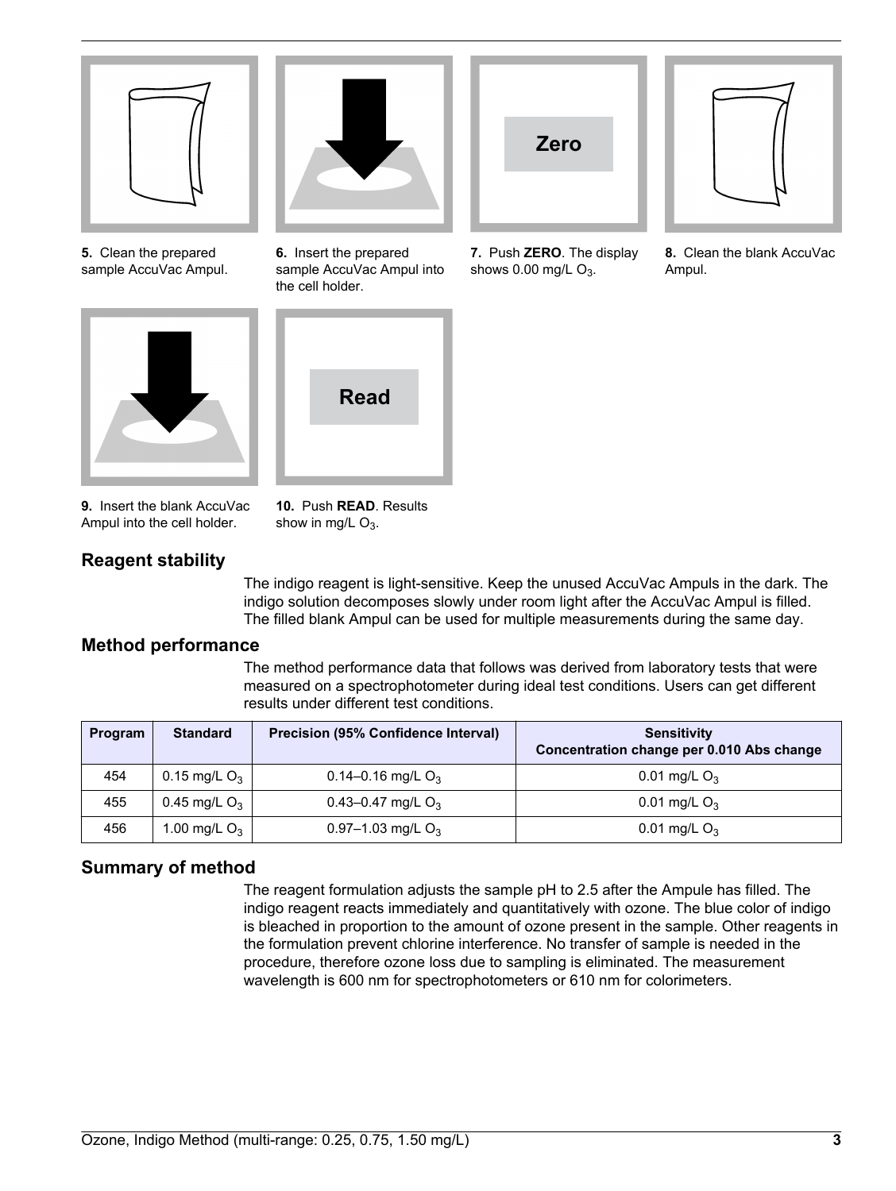5. Clean the prepared sample AccuVac Ampul.

6. Insert the prepared sample AccuVac Ampul into the cell holder.

7. Push **ZERO**. The display shows 0.00 mg/L $O_3$.

8. Clean the blank AccuVac Ampul.

9. Insert the blank AccuVac Ampul into the cell holder.

10. Push **READ**. Results show in mg/L $O_3$.

## Reagent stability

The indigo reagent is light-sensitive. Keep the unused AccuVac Ampuls in the dark. The indigo solution decomposes slowly under room light after the AccuVac Ampul is filled. The filled blank Ampul can be used for multiple measurements during the same day.

## Method performance

The method performance data that follows was derived from laboratory tests that were measured on a spectrophotometer during ideal test conditions. Users can get different results under different test conditions.

| Program | Standard | Precision (95% Confidence Interval) | Sensitivity Concentration change per 0.010 Abs change |
| --- | --- | --- | --- |
| 454 | 0.15 mg/L $O_3$ | 0.14–0.16 mg/L $O_3$ | 0.01 mg/L $O_3$ |
| 455 | 0.45 mg/L $O_3$ | 0.43–0.47 mg/L $O_3$ | 0.01 mg/L $O_3$ |
| 456 | 1.00 mg/L $O_3$ | 0.97–1.03 mg/L $O_3$ | 0.01 mg/L $O_3$ |

## Summary of method

The reagent formulation adjusts the sample pH to 2.5 after the Ampule has filled. The indigo reagent reacts immediately and quantitatively with ozone. The blue color of indigo is bleached in proportion to the amount of ozone present in the sample. Other reagents in the formulation prevent chlorine interference. No transfer of sample is needed in the procedure, therefore ozone loss due to sampling is eliminated. The measurement wavelength is 600 nm for spectrophotometers or 610 nm for colorimeters.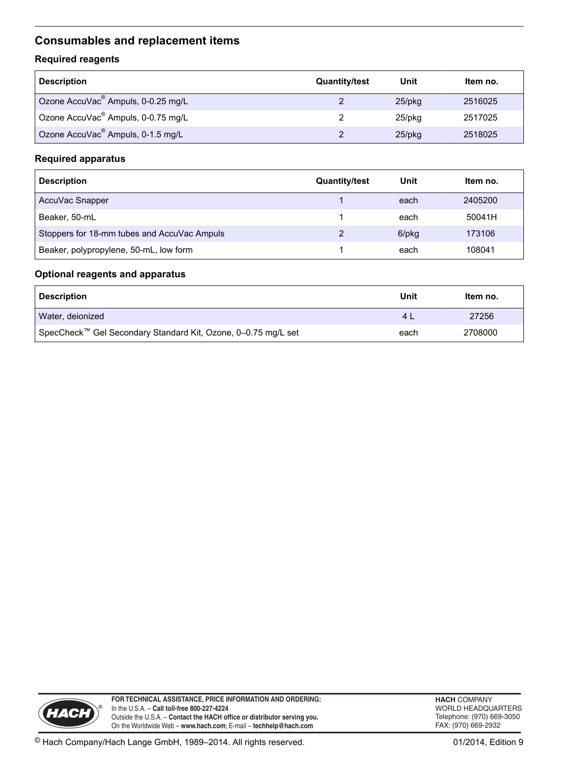## Consumables and replacement items

### Required reagents

| Description | Quantity/test | Unit | Item no. |
|---|---|---|---|
| Ozone AccuVac® Ampuls, 0-0.25 mg/L | 2 | 25/pkg | 2516025 |
| Ozone AccuVac® Ampuls, 0-0.75 mg/L | 2 | 25/pkg | 2517025 |
| Ozone AccuVac® Ampuls, 0-1.5 mg/L | 2 | 25/pkg | 2518025 |

### Required apparatus

| Description | Quantity/test | Unit | Item no. |
|---|---|---|---|
| AccuVac Snapper | 1 | each | 2405200 |
| Beaker, 50-mL | 1 | each | 50041H |
| Stoppers for 18-mm tubes and AccuVac Ampuls | 2 | 6/pkg | 173106 |
| Beaker, polypropylene, 50-mL, low form | 1 | each | 108041 |

### Optional reagents and apparatus

| Description | Unit | Item no. |
|---|---|---|
| Water, deionized | 4 L | 27256 |
| SpecCheck™ Gel Secondary Standard Kit, Ozone, 0–0.75 mg/L set | each | 2708000 |

**FOR TECHNICAL ASSISTANCE, PRICE INFORMATION AND ORDERING:**
In the U.S.A. – **Call toll-free 800-227-4224**
Outside the U.S.A. – **Contact the HACH office or distributor serving you.**
On the Worldwide Web – **www.hach.com**; E-mail – **techhelp@hach.com**

**HACH** COMPANY
WORLD HEADQUARTERS
Telephone: (970) 669-3050
FAX: (970) 669-2932

© Hach Company/Hach Lange GmbH, 1989–2014. All rights reserved. 01/2014, Edition 9